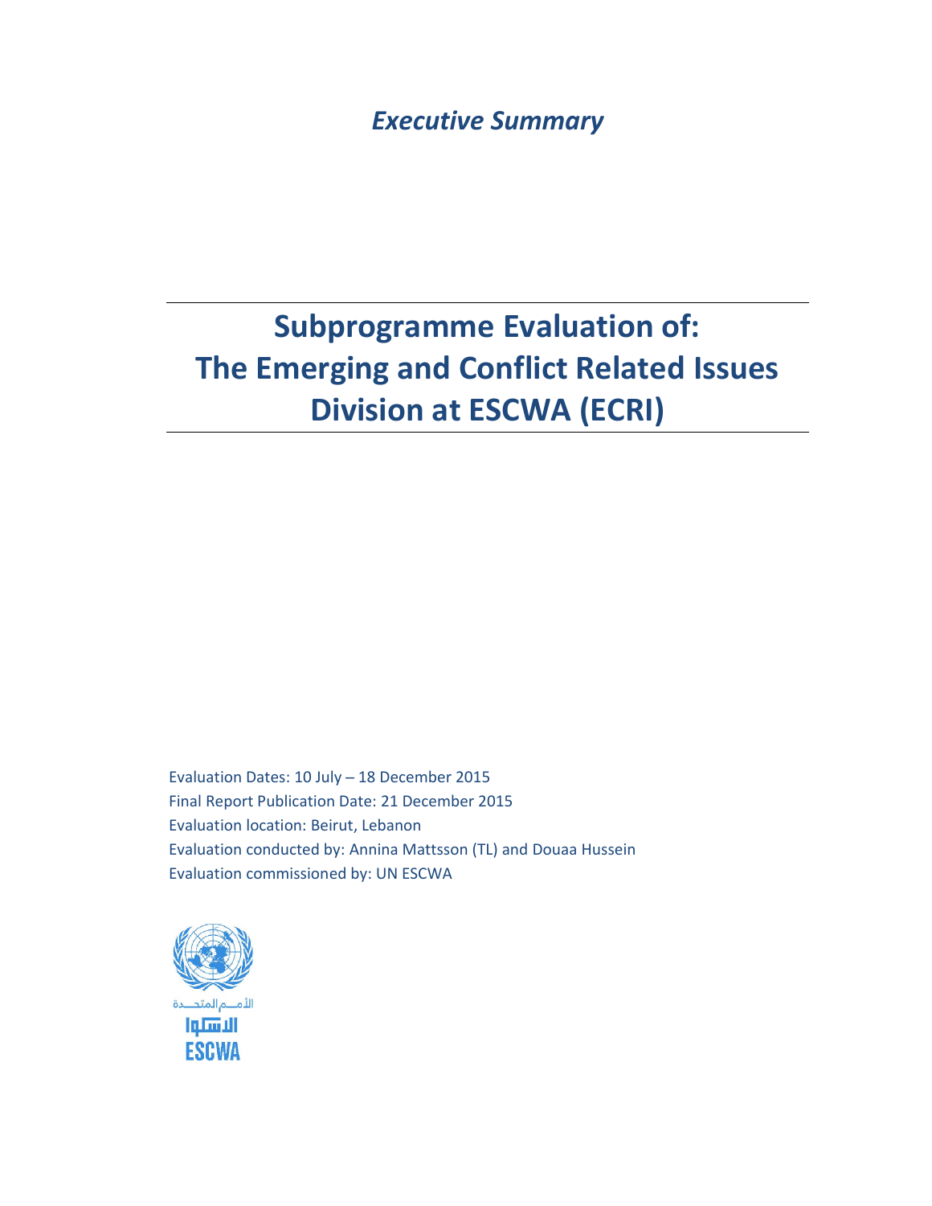*Executive Summary*

# Subprogramme Evaluation of: The Emerging and Conflict Related Issues Division at ESCWA (ECRI)

Evaluation Dates: 10 July – 18 December 2015
Final Report Publication Date: 21 December 2015
Evaluation location: Beirut, Lebanon
Evaluation conducted by: Annina Mattsson (TL) and Douaa Hussein
Evaluation commissioned by: UN ESCWA

الأمم المتحدة
الاسكوا
ESCWA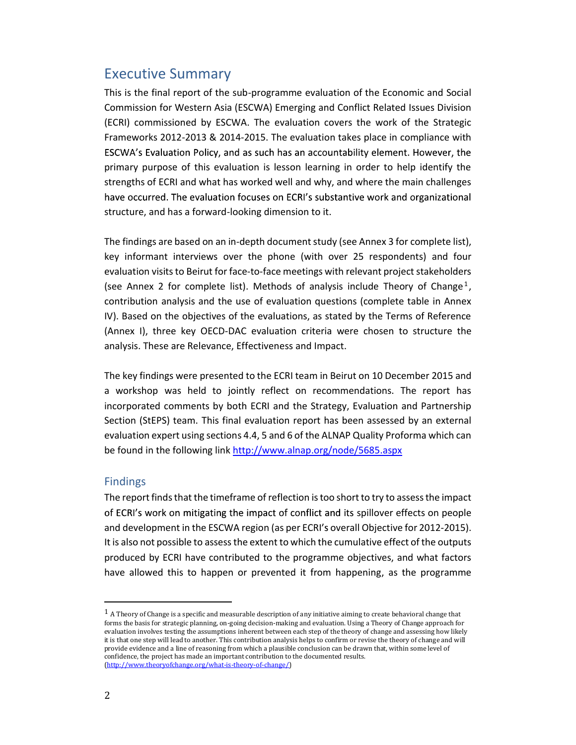# Executive Summary

This is the final report of the sub-programme evaluation of the Economic and Social Commission for Western Asia (ESCWA) Emerging and Conflict Related Issues Division (ECRI) commissioned by ESCWA. The evaluation covers the work of the Strategic Frameworks 2012-2013 & 2014-2015. The evaluation takes place in compliance with ESCWA's Evaluation Policy, and as such has an accountability element. However, the primary purpose of this evaluation is lesson learning in order to help identify the strengths of ECRI and what has worked well and why, and where the main challenges have occurred. The evaluation focuses on ECRI's substantive work and organizational structure, and has a forward-looking dimension to it.

The findings are based on an in-depth document study (see Annex 3 for complete list), key informant interviews over the phone (with over 25 respondents) and four evaluation visits to Beirut for face-to-face meetings with relevant project stakeholders (see Annex 2 for complete list). Methods of analysis include Theory of Change[1], contribution analysis and the use of evaluation questions (complete table in Annex IV). Based on the objectives of the evaluations, as stated by the Terms of Reference (Annex I), three key OECD-DAC evaluation criteria were chosen to structure the analysis. These are Relevance, Effectiveness and Impact.

The key findings were presented to the ECRI team in Beirut on 10 December 2015 and a workshop was held to jointly reflect on recommendations. The report has incorporated comments by both ECRI and the Strategy, Evaluation and Partnership Section (StEPS) team. This final evaluation report has been assessed by an external evaluation expert using sections 4.4, 5 and 6 of the ALNAP Quality Proforma which can be found in the following link http://www.alnap.org/node/5685.aspx

## Findings

The report finds that the timeframe of reflection is too short to try to assess the impact of ECRI's work on mitigating the impact of conflict and its spillover effects on people and development in the ESCWA region (as per ECRI's overall Objective for 2012-2015). It is also not possible to assess the extent to which the cumulative effect of the outputs produced by ECRI have contributed to the programme objectives, and what factors have allowed this to happen or prevented it from happening, as the programme

---

[1] A Theory of Change is a specific and measurable description of any initiative aiming to create behavioral change that forms the basis for strategic planning, on-going decision-making and evaluation. Using a Theory of Change approach for evaluation involves testing the assumptions inherent between each step of the theory of change and assessing how likely it is that one step will lead to another. This contribution analysis helps to confirm or revise the theory of change and will provide evidence and a line of reasoning from which a plausible conclusion can be drawn that, within some level of confidence, the project has made an important contribution to the documented results. (http://www.theoryofchange.org/what-is-theory-of-change/)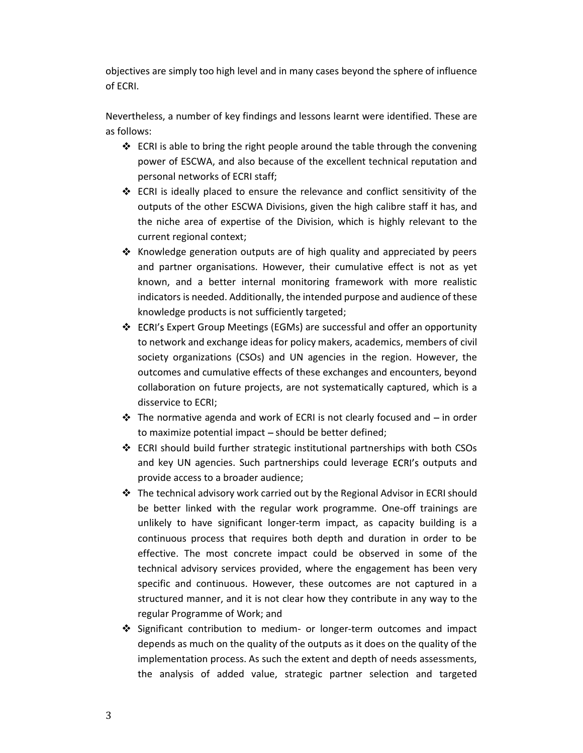objectives are simply too high level and in many cases beyond the sphere of influence of ECRI.

Nevertheless, a number of key findings and lessons learnt were identified. These are as follows:

- ECRI is able to bring the right people around the table through the convening power of ESCWA, and also because of the excellent technical reputation and personal networks of ECRI staff;
- ECRI is ideally placed to ensure the relevance and conflict sensitivity of the outputs of the other ESCWA Divisions, given the high calibre staff it has, and the niche area of expertise of the Division, which is highly relevant to the current regional context;
- Knowledge generation outputs are of high quality and appreciated by peers and partner organisations. However, their cumulative effect is not as yet known, and a better internal monitoring framework with more realistic indicators is needed. Additionally, the intended purpose and audience of these knowledge products is not sufficiently targeted;
- ECRI's Expert Group Meetings (EGMs) are successful and offer an opportunity to network and exchange ideas for policy makers, academics, members of civil society organizations (CSOs) and UN agencies in the region. However, the outcomes and cumulative effects of these exchanges and encounters, beyond collaboration on future projects, are not systematically captured, which is a disservice to ECRI;
- The normative agenda and work of ECRI is not clearly focused and – in order to maximize potential impact – should be better defined;
- ECRI should build further strategic institutional partnerships with both CSOs and key UN agencies. Such partnerships could leverage ECRI's outputs and provide access to a broader audience;
- The technical advisory work carried out by the Regional Advisor in ECRI should be better linked with the regular work programme. One-off trainings are unlikely to have significant longer-term impact, as capacity building is a continuous process that requires both depth and duration in order to be effective. The most concrete impact could be observed in some of the technical advisory services provided, where the engagement has been very specific and continuous. However, these outcomes are not captured in a structured manner, and it is not clear how they contribute in any way to the regular Programme of Work; and
- Significant contribution to medium- or longer-term outcomes and impact depends as much on the quality of the outputs as it does on the quality of the implementation process. As such the extent and depth of needs assessments, the analysis of added value, strategic partner selection and targeted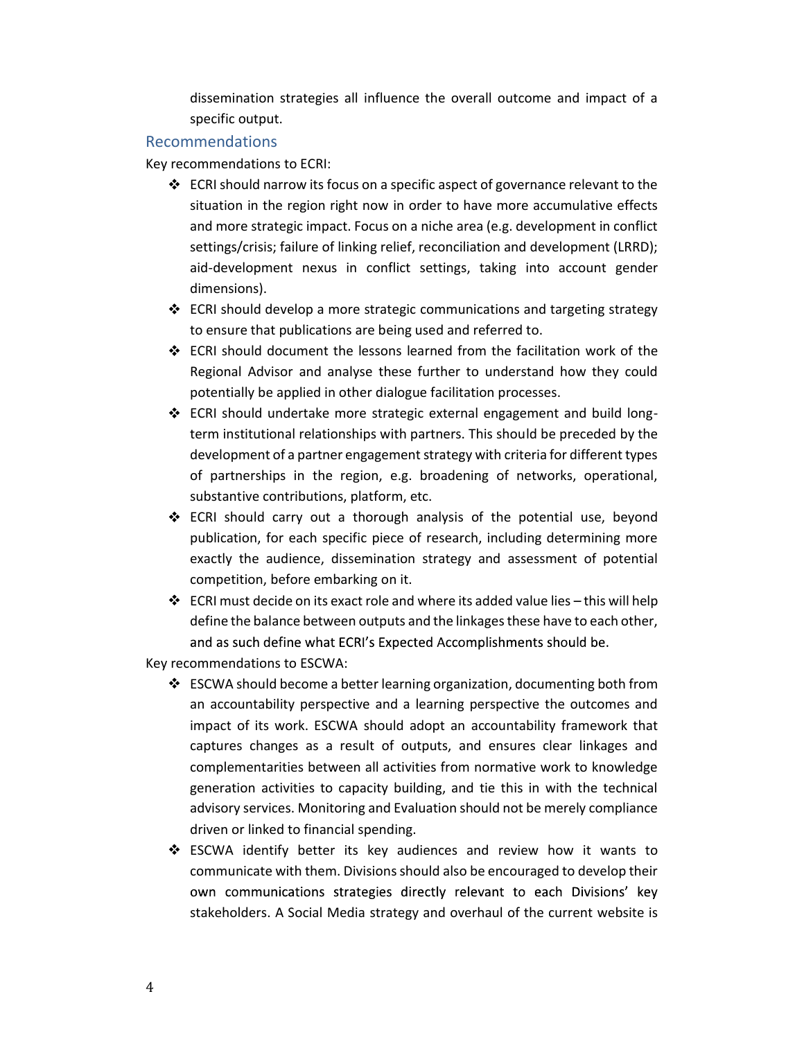dissemination strategies all influence the overall outcome and impact of a specific output.

## Recommendations

Key recommendations to ECRI:

- ECRI should narrow its focus on a specific aspect of governance relevant to the situation in the region right now in order to have more accumulative effects and more strategic impact. Focus on a niche area (e.g. development in conflict settings/crisis; failure of linking relief, reconciliation and development (LRRD); aid-development nexus in conflict settings, taking into account gender dimensions).
- ECRI should develop a more strategic communications and targeting strategy to ensure that publications are being used and referred to.
- ECRI should document the lessons learned from the facilitation work of the Regional Advisor and analyse these further to understand how they could potentially be applied in other dialogue facilitation processes.
- ECRI should undertake more strategic external engagement and build long-term institutional relationships with partners. This should be preceded by the development of a partner engagement strategy with criteria for different types of partnerships in the region, e.g. broadening of networks, operational, substantive contributions, platform, etc.
- ECRI should carry out a thorough analysis of the potential use, beyond publication, for each specific piece of research, including determining more exactly the audience, dissemination strategy and assessment of potential competition, before embarking on it.
- ECRI must decide on its exact role and where its added value lies – this will help define the balance between outputs and the linkages these have to each other, and as such define what ECRI's Expected Accomplishments should be.

Key recommendations to ESCWA:

- ESCWA should become a better learning organization, documenting both from an accountability perspective and a learning perspective the outcomes and impact of its work. ESCWA should adopt an accountability framework that captures changes as a result of outputs, and ensures clear linkages and complementarities between all activities from normative work to knowledge generation activities to capacity building, and tie this in with the technical advisory services. Monitoring and Evaluation should not be merely compliance driven or linked to financial spending.
- ESCWA identify better its key audiences and review how it wants to communicate with them. Divisions should also be encouraged to develop their own communications strategies directly relevant to each Divisions' key stakeholders. A Social Media strategy and overhaul of the current website is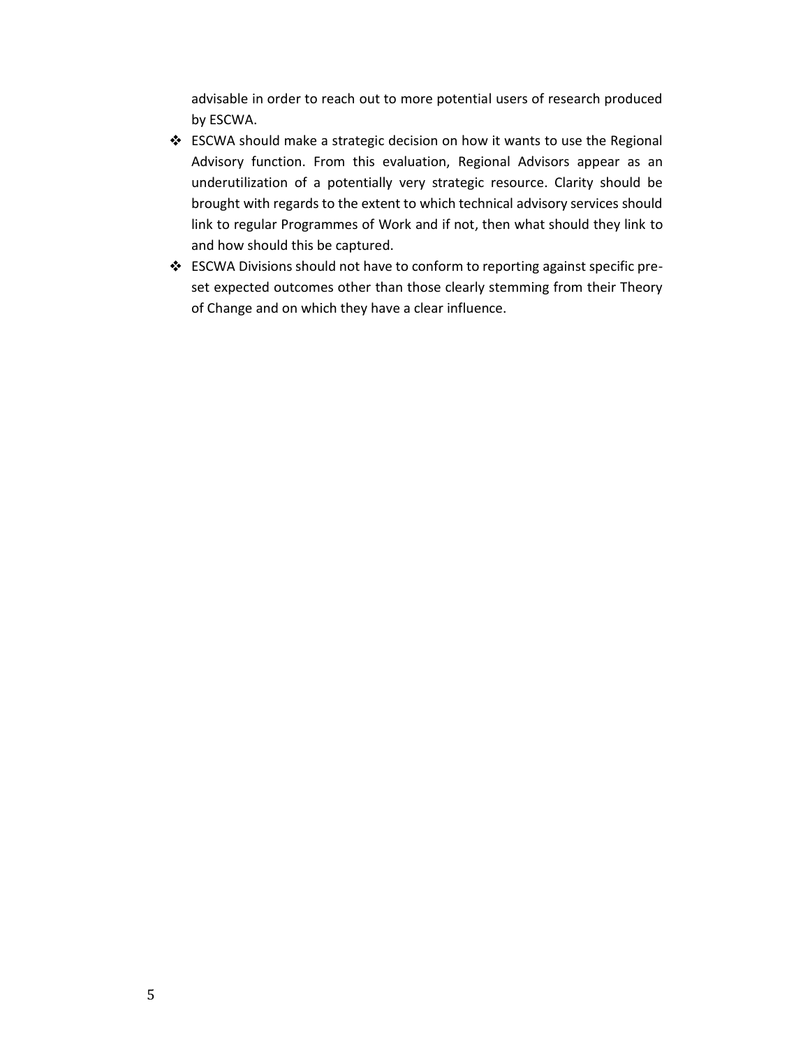advisable in order to reach out to more potential users of research produced by ESCWA.

- ESCWA should make a strategic decision on how it wants to use the Regional Advisory function. From this evaluation, Regional Advisors appear as an underutilization of a potentially very strategic resource. Clarity should be brought with regards to the extent to which technical advisory services should link to regular Programmes of Work and if not, then what should they link to and how should this be captured.
- ESCWA Divisions should not have to conform to reporting against specific pre-set expected outcomes other than those clearly stemming from their Theory of Change and on which they have a clear influence.